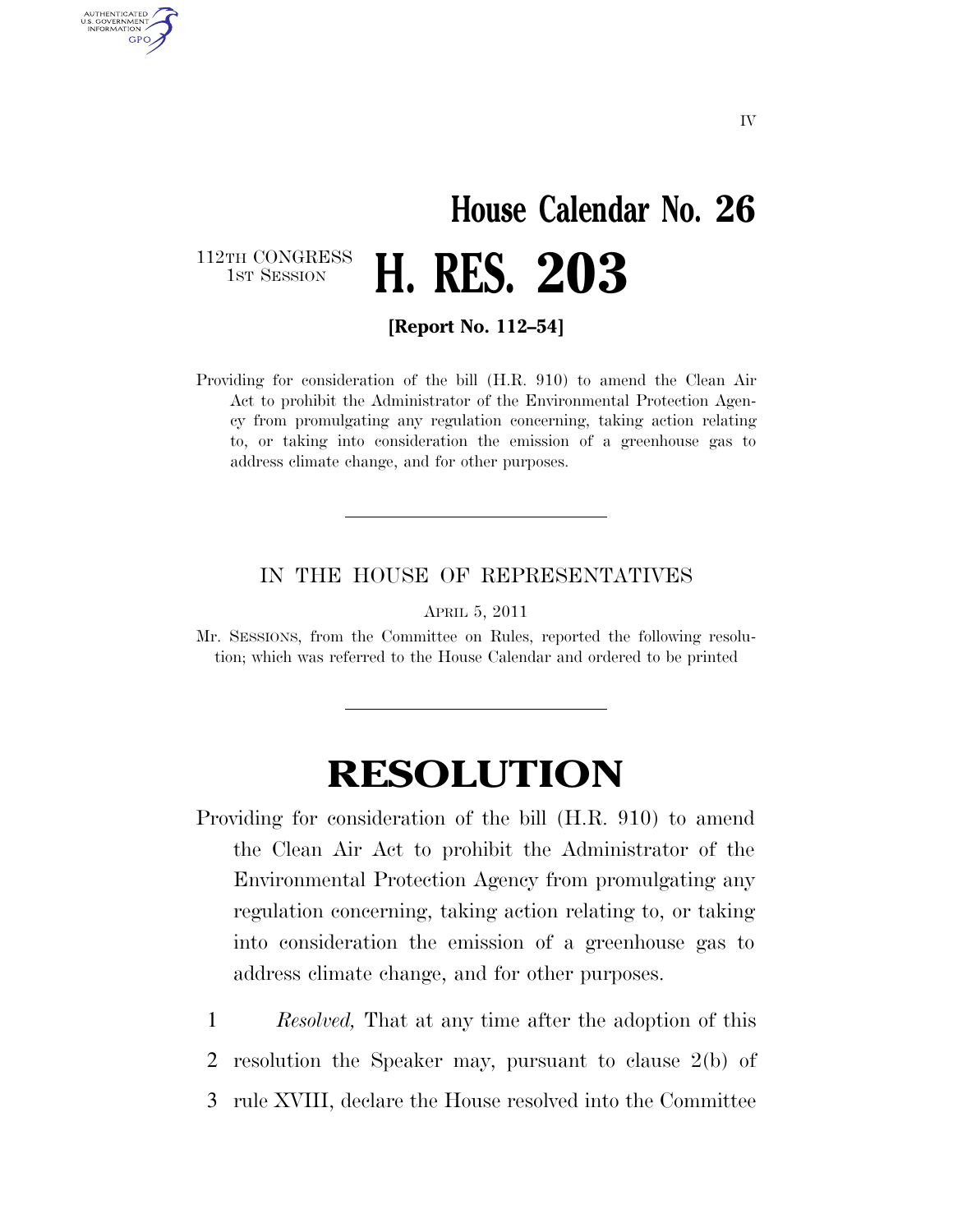House Calendar No. 26

112TH CONGRESS
1ST SESSION

# H. RES. 203

**[Report No. 112–54]**

Providing for consideration of the bill (H.R. 910) to amend the Clean Air Act to prohibit the Administrator of the Environmental Protection Agency from promulgating any regulation concerning, taking action relating to, or taking into consideration the emission of a greenhouse gas to address climate change, and for other purposes.

---

IN THE HOUSE OF REPRESENTATIVES

APRIL 5, 2011

Mr. SESSIONS, from the Committee on Rules, reported the following resolution; which was referred to the House Calendar and ordered to be printed

---

# RESOLUTION

Providing for consideration of the bill (H.R. 910) to amend the Clean Air Act to prohibit the Administrator of the Environmental Protection Agency from promulgating any regulation concerning, taking action relating to, or taking into consideration the emission of a greenhouse gas to address climate change, and for other purposes.

1 *Resolved,* That at any time after the adoption of this
2 resolution the Speaker may, pursuant to clause 2(b) of
3 rule XVIII, declare the House resolved into the Committee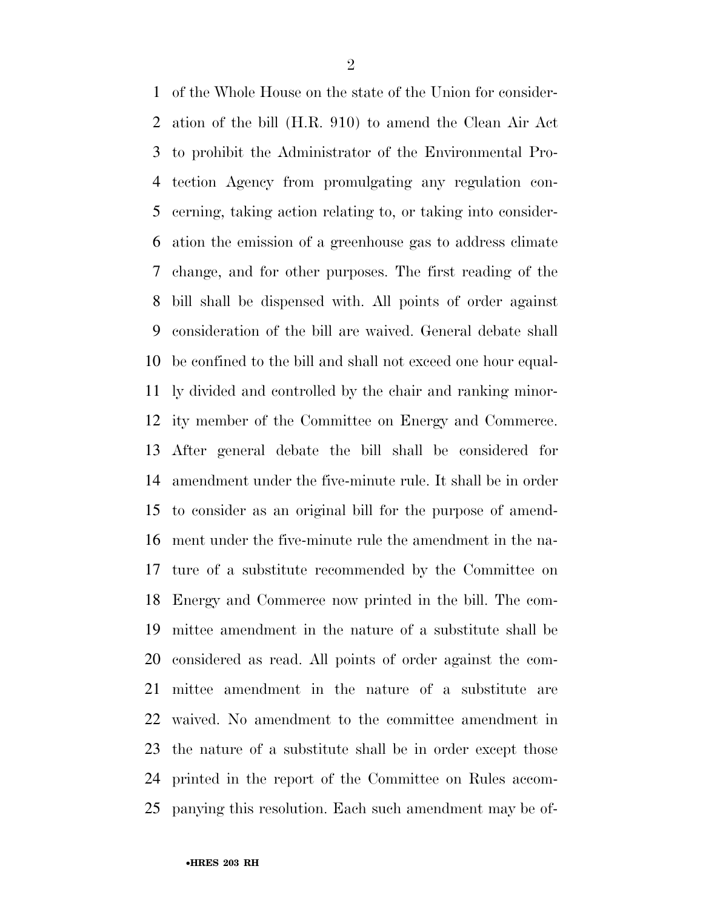of the Whole House on the state of the Union for consideration of the bill (H.R. 910) to amend the Clean Air Act to prohibit the Administrator of the Environmental Protection Agency from promulgating any regulation concerning, taking action relating to, or taking into consideration the emission of a greenhouse gas to address climate change, and for other purposes. The first reading of the bill shall be dispensed with. All points of order against consideration of the bill are waived. General debate shall be confined to the bill and shall not exceed one hour equally divided and controlled by the chair and ranking minority member of the Committee on Energy and Commerce. After general debate the bill shall be considered for amendment under the five-minute rule. It shall be in order to consider as an original bill for the purpose of amendment under the five-minute rule the amendment in the nature of a substitute recommended by the Committee on Energy and Commerce now printed in the bill. The committee amendment in the nature of a substitute shall be considered as read. All points of order against the committee amendment in the nature of a substitute are waived. No amendment to the committee amendment in the nature of a substitute shall be in order except those printed in the report of the Committee on Rules accompanying this resolution. Each such amendment may be of-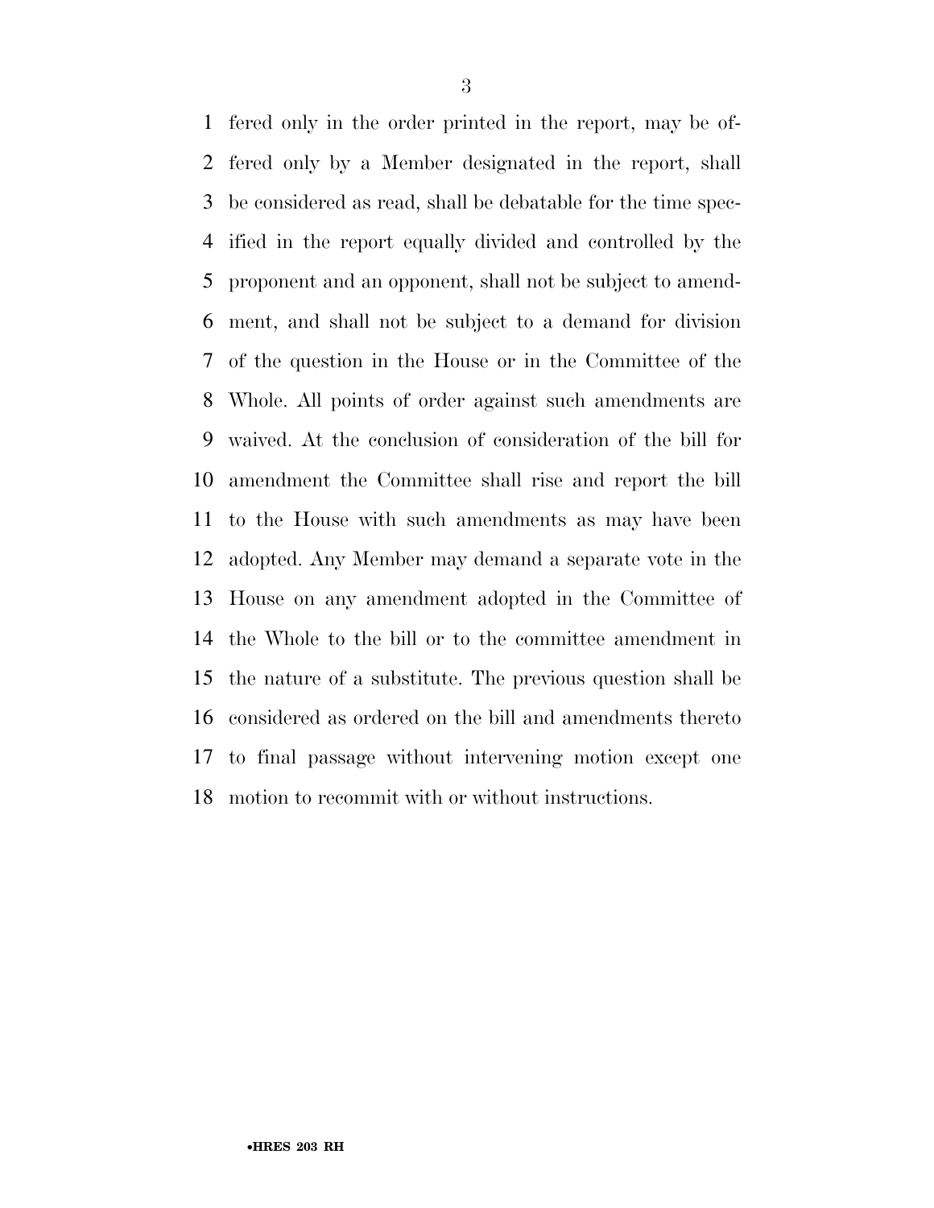fered only in the order printed in the report, may be offered only by a Member designated in the report, shall be considered as read, shall be debatable for the time specified in the report equally divided and controlled by the proponent and an opponent, shall not be subject to amendment, and shall not be subject to a demand for division of the question in the House or in the Committee of the Whole. All points of order against such amendments are waived. At the conclusion of consideration of the bill for amendment the Committee shall rise and report the bill to the House with such amendments as may have been adopted. Any Member may demand a separate vote in the House on any amendment adopted in the Committee of the Whole to the bill or to the committee amendment in the nature of a substitute. The previous question shall be considered as ordered on the bill and amendments thereto to final passage without intervening motion except one motion to recommit with or without instructions.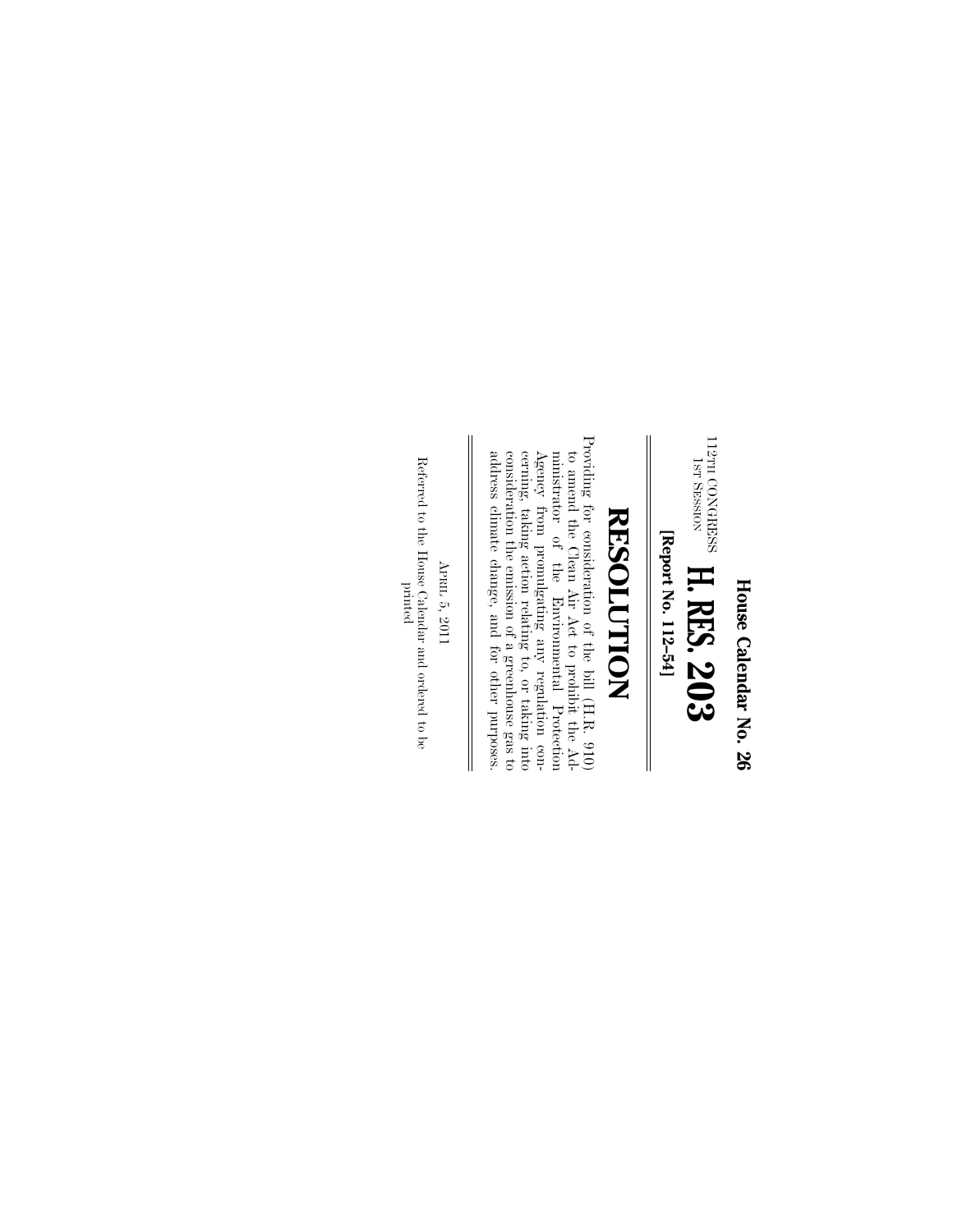House Calendar No. 26

112TH CONGRESS
1ST SESSION

# H. RES. 203

**[Report No. 112–54]**

# RESOLUTION

Providing for consideration of the bill (H.R. 910) to amend the Clean Air Act to prohibit the Administrator of the Environmental Protection Agency from promulgating any regulation concerning, taking action relating to, or taking into consideration the emission of a greenhouse gas to address climate change, and for other purposes.

APRIL 5, 2011

Referred to the House Calendar and ordered to be printed